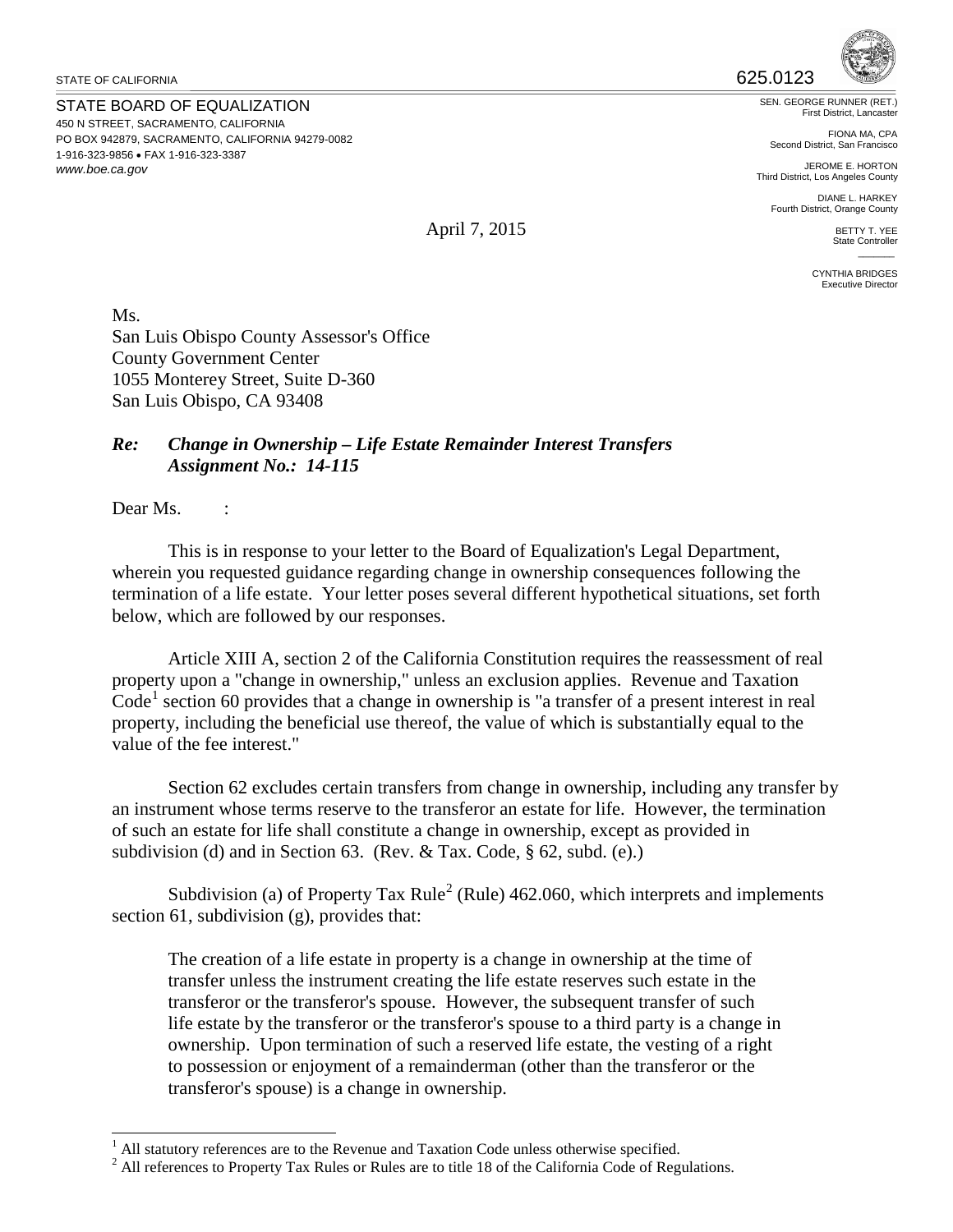STATE OF CALIFORNIA

625.0123

STATE BOARD OF EQUALIZATION
450 N STREET, SACRAMENTO, CALIFORNIA
PO BOX 942879, SACRAMENTO, CALIFORNIA 94279-0082
1-916-323-9856 • FAX 1-916-323-3387
*www.boe.ca.gov*

SEN. GEORGE RUNNER (RET.)
First District, Lancaster

FIONA MA, CPA
Second District, San Francisco

JEROME E. HORTON
Third District, Los Angeles County

DIANE L. HARKEY
Fourth District, Orange County

BETTY T. YEE
State Controller

CYNTHIA BRIDGES
Executive Director

April 7, 2015

Ms.
San Luis Obispo County Assessor's Office
County Government Center
1055 Monterey Street, Suite D-360
San Luis Obispo, CA 93408

***Re: Change in Ownership – Life Estate Remainder Interest Transfers***
***Assignment No.: 14-115***

Dear Ms. :

This is in response to your letter to the Board of Equalization's Legal Department, wherein you requested guidance regarding change in ownership consequences following the termination of a life estate. Your letter poses several different hypothetical situations, set forth below, which are followed by our responses.

Article XIII A, section 2 of the California Constitution requires the reassessment of real property upon a "change in ownership," unless an exclusion applies. Revenue and Taxation Code[1] section 60 provides that a change in ownership is "a transfer of a present interest in real property, including the beneficial use thereof, the value of which is substantially equal to the value of the fee interest."

Section 62 excludes certain transfers from change in ownership, including any transfer by an instrument whose terms reserve to the transferor an estate for life. However, the termination of such an estate for life shall constitute a change in ownership, except as provided in subdivision (d) and in Section 63. (Rev. & Tax. Code, § 62, subd. (e).)

Subdivision (a) of Property Tax Rule[2] (Rule) 462.060, which interprets and implements section 61, subdivision (g), provides that:

> The creation of a life estate in property is a change in ownership at the time of transfer unless the instrument creating the life estate reserves such estate in the transferor or the transferor's spouse. However, the subsequent transfer of such life estate by the transferor or the transferor's spouse to a third party is a change in ownership. Upon termination of such a reserved life estate, the vesting of a right to possession or enjoyment of a remainderman (other than the transferor or the transferor's spouse) is a change in ownership.

[1] All statutory references are to the Revenue and Taxation Code unless otherwise specified.

[2] All references to Property Tax Rules or Rules are to title 18 of the California Code of Regulations.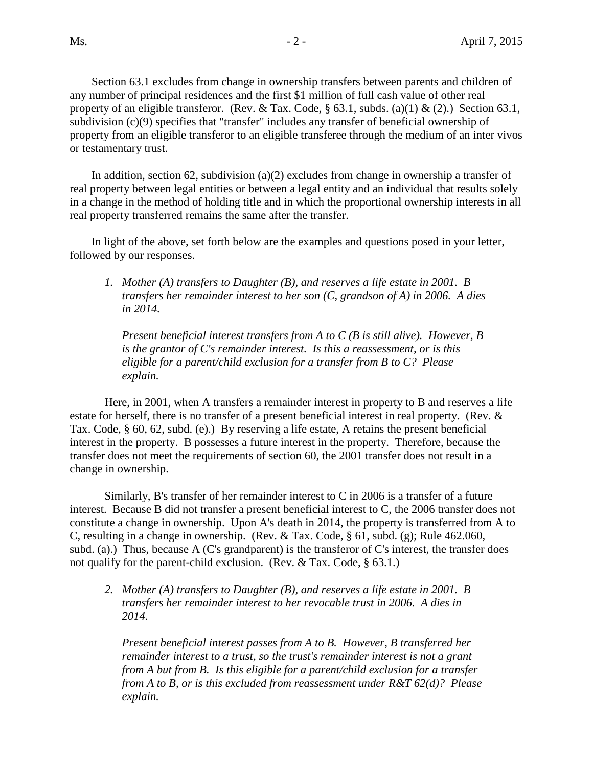Section 63.1 excludes from change in ownership transfers between parents and children of any number of principal residences and the first $1 million of full cash value of other real property of an eligible transferor. (Rev. & Tax. Code, § 63.1, subds. (a)(1) & (2).) Section 63.1, subdivision (c)(9) specifies that "transfer" includes any transfer of beneficial ownership of property from an eligible transferor to an eligible transferee through the medium of an inter vivos or testamentary trust.

In addition, section 62, subdivision (a)(2) excludes from change in ownership a transfer of real property between legal entities or between a legal entity and an individual that results solely in a change in the method of holding title and in which the proportional ownership interests in all real property transferred remains the same after the transfer.

In light of the above, set forth below are the examples and questions posed in your letter, followed by our responses.

1. *Mother (A) transfers to Daughter (B), and reserves a life estate in 2001. B transfers her remainder interest to her son (C, grandson of A) in 2006. A dies in 2014.*

   *Present beneficial interest transfers from A to C (B is still alive). However, B is the grantor of C's remainder interest. Is this a reassessment, or is this eligible for a parent/child exclusion for a transfer from B to C? Please explain.*

   Here, in 2001, when A transfers a remainder interest in property to B and reserves a life estate for herself, there is no transfer of a present beneficial interest in real property. (Rev. & Tax. Code, § 60, 62, subd. (e).) By reserving a life estate, A retains the present beneficial interest in the property. B possesses a future interest in the property. Therefore, because the transfer does not meet the requirements of section 60, the 2001 transfer does not result in a change in ownership.

   Similarly, B's transfer of her remainder interest to C in 2006 is a transfer of a future interest. Because B did not transfer a present beneficial interest to C, the 2006 transfer does not constitute a change in ownership. Upon A's death in 2014, the property is transferred from A to C, resulting in a change in ownership. (Rev. & Tax. Code, § 61, subd. (g); Rule 462.060, subd. (a).) Thus, because A (C's grandparent) is the transferor of C's interest, the transfer does not qualify for the parent-child exclusion. (Rev. & Tax. Code, § 63.1.)

2. *Mother (A) transfers to Daughter (B), and reserves a life estate in 2001. B transfers her remainder interest to her revocable trust in 2006. A dies in 2014.*

   *Present beneficial interest passes from A to B. However, B transferred her remainder interest to a trust, so the trust's remainder interest is not a grant from A but from B. Is this eligible for a parent/child exclusion for a transfer from A to B, or is this excluded from reassessment under R&T 62(d)? Please explain.*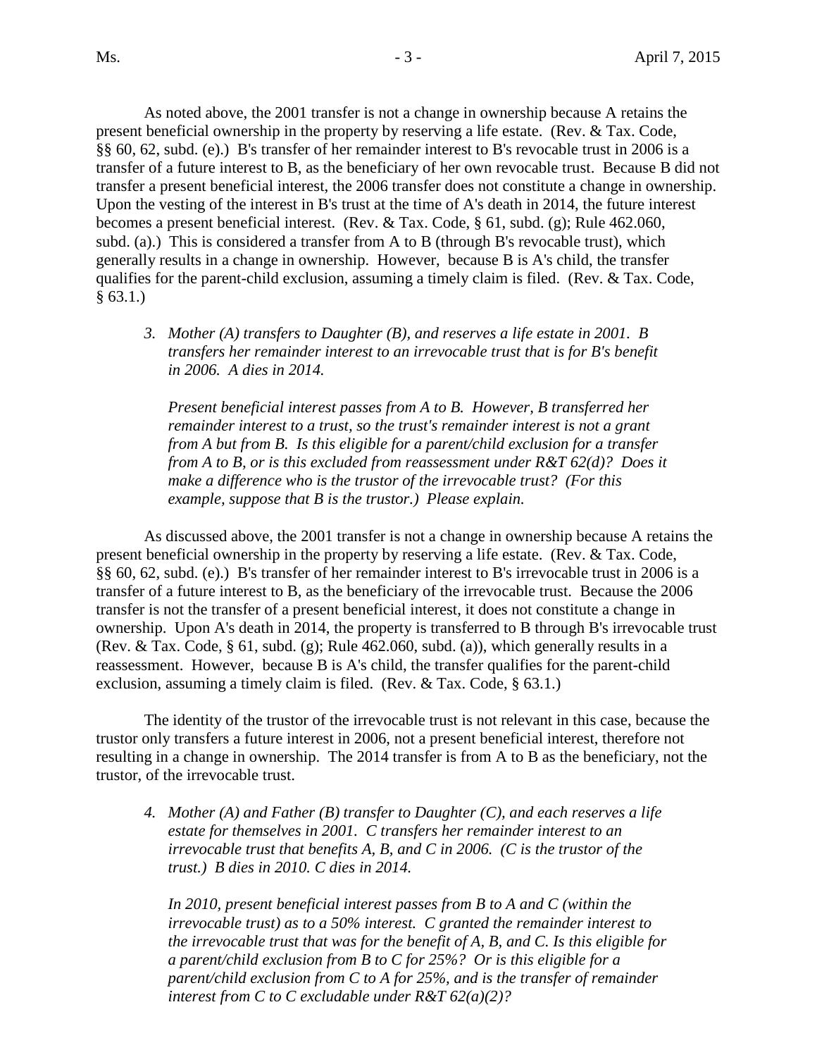As noted above, the 2001 transfer is not a change in ownership because A retains the present beneficial ownership in the property by reserving a life estate. (Rev. & Tax. Code, §§ 60, 62, subd. (e).) B's transfer of her remainder interest to B's revocable trust in 2006 is a transfer of a future interest to B, as the beneficiary of her own revocable trust. Because B did not transfer a present beneficial interest, the 2006 transfer does not constitute a change in ownership. Upon the vesting of the interest in B's trust at the time of A's death in 2014, the future interest becomes a present beneficial interest. (Rev. & Tax. Code, § 61, subd. (g); Rule 462.060, subd. (a).) This is considered a transfer from A to B (through B's revocable trust), which generally results in a change in ownership. However, because B is A's child, the transfer qualifies for the parent-child exclusion, assuming a timely claim is filed. (Rev. & Tax. Code, § 63.1.)

3. *Mother (A) transfers to Daughter (B), and reserves a life estate in 2001. B transfers her remainder interest to an irrevocable trust that is for B's benefit in 2006. A dies in 2014.*

   *Present beneficial interest passes from A to B. However, B transferred her remainder interest to a trust, so the trust's remainder interest is not a grant from A but from B. Is this eligible for a parent/child exclusion for a transfer from A to B, or is this excluded from reassessment under R&T 62(d)? Does it make a difference who is the trustor of the irrevocable trust? (For this example, suppose that B is the trustor.) Please explain.*

As discussed above, the 2001 transfer is not a change in ownership because A retains the present beneficial ownership in the property by reserving a life estate. (Rev. & Tax. Code, §§ 60, 62, subd. (e).) B's transfer of her remainder interest to B's irrevocable trust in 2006 is a transfer of a future interest to B, as the beneficiary of the irrevocable trust. Because the 2006 transfer is not the transfer of a present beneficial interest, it does not constitute a change in ownership. Upon A's death in 2014, the property is transferred to B through B's irrevocable trust (Rev. & Tax. Code, § 61, subd. (g); Rule 462.060, subd. (a)), which generally results in a reassessment. However, because B is A's child, the transfer qualifies for the parent-child exclusion, assuming a timely claim is filed. (Rev. & Tax. Code, § 63.1.)

The identity of the trustor of the irrevocable trust is not relevant in this case, because the trustor only transfers a future interest in 2006, not a present beneficial interest, therefore not resulting in a change in ownership. The 2014 transfer is from A to B as the beneficiary, not the trustor, of the irrevocable trust.

4. *Mother (A) and Father (B) transfer to Daughter (C), and each reserves a life estate for themselves in 2001. C transfers her remainder interest to an irrevocable trust that benefits A, B, and C in 2006. (C is the trustor of the trust.) B dies in 2010. C dies in 2014.*

   *In 2010, present beneficial interest passes from B to A and C (within the irrevocable trust) as to a 50% interest. C granted the remainder interest to the irrevocable trust that was for the benefit of A, B, and C. Is this eligible for a parent/child exclusion from B to C for 25%? Or is this eligible for a parent/child exclusion from C to A for 25%, and is the transfer of remainder interest from C to C excludable under R&T 62(a)(2)?*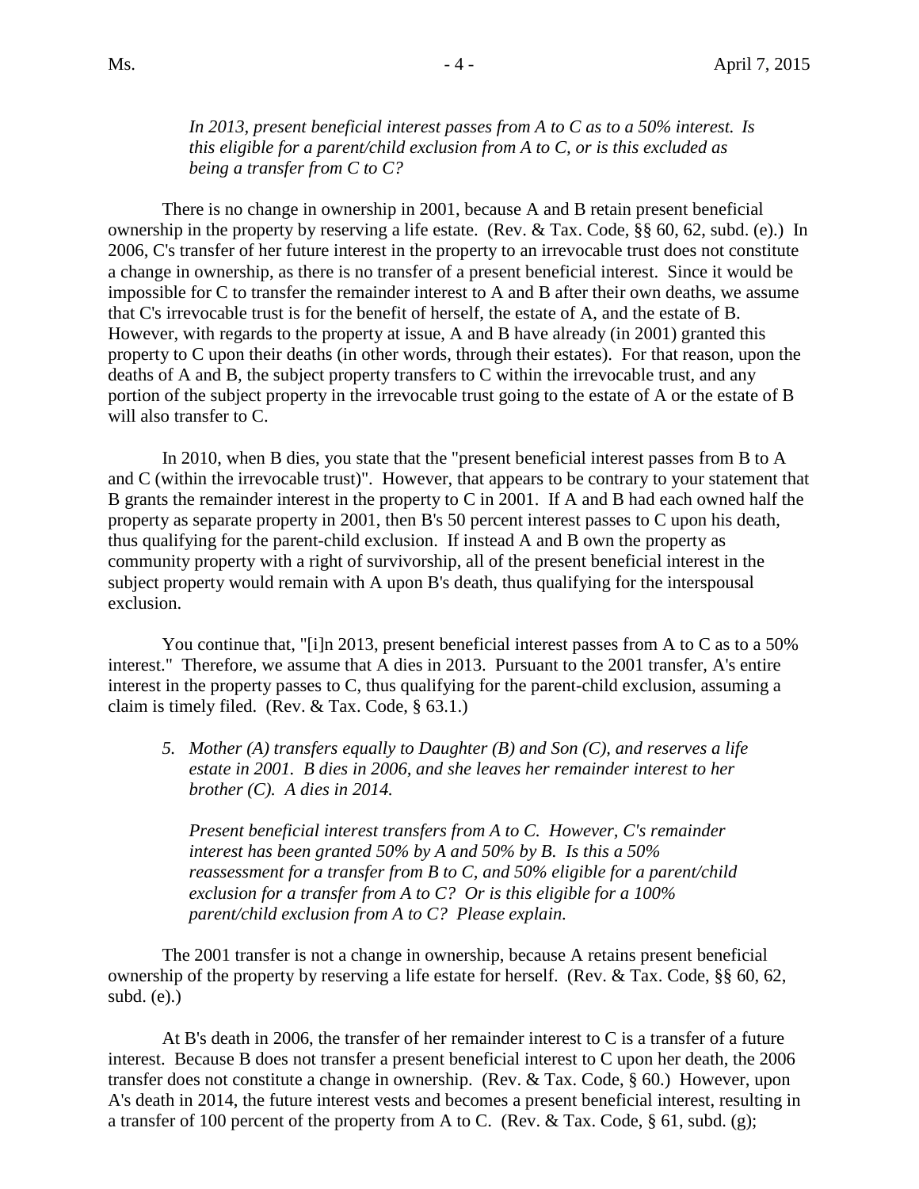*In 2013, present beneficial interest passes from A to C as to a 50% interest. Is this eligible for a parent/child exclusion from A to C, or is this excluded as being a transfer from C to C?*

There is no change in ownership in 2001, because A and B retain present beneficial ownership in the property by reserving a life estate. (Rev. & Tax. Code, §§ 60, 62, subd. (e).) In 2006, C's transfer of her future interest in the property to an irrevocable trust does not constitute a change in ownership, as there is no transfer of a present beneficial interest. Since it would be impossible for C to transfer the remainder interest to A and B after their own deaths, we assume that C's irrevocable trust is for the benefit of herself, the estate of A, and the estate of B. However, with regards to the property at issue, A and B have already (in 2001) granted this property to C upon their deaths (in other words, through their estates). For that reason, upon the deaths of A and B, the subject property transfers to C within the irrevocable trust, and any portion of the subject property in the irrevocable trust going to the estate of A or the estate of B will also transfer to C.

In 2010, when B dies, you state that the "present beneficial interest passes from B to A and C (within the irrevocable trust)". However, that appears to be contrary to your statement that B grants the remainder interest in the property to C in 2001. If A and B had each owned half the property as separate property in 2001, then B's 50 percent interest passes to C upon his death, thus qualifying for the parent-child exclusion. If instead A and B own the property as community property with a right of survivorship, all of the present beneficial interest in the subject property would remain with A upon B's death, thus qualifying for the interspousal exclusion.

You continue that, "[i]n 2013, present beneficial interest passes from A to C as to a 50% interest." Therefore, we assume that A dies in 2013. Pursuant to the 2001 transfer, A's entire interest in the property passes to C, thus qualifying for the parent-child exclusion, assuming a claim is timely filed. (Rev. & Tax. Code, § 63.1.)

5. *Mother (A) transfers equally to Daughter (B) and Son (C), and reserves a life estate in 2001. B dies in 2006, and she leaves her remainder interest to her brother (C). A dies in 2014.*

   *Present beneficial interest transfers from A to C. However, C's remainder interest has been granted 50% by A and 50% by B. Is this a 50% reassessment for a transfer from B to C, and 50% eligible for a parent/child exclusion for a transfer from A to C? Or is this eligible for a 100% parent/child exclusion from A to C? Please explain.*

The 2001 transfer is not a change in ownership, because A retains present beneficial ownership of the property by reserving a life estate for herself. (Rev. & Tax. Code, §§ 60, 62, subd. (e).)

At B's death in 2006, the transfer of her remainder interest to C is a transfer of a future interest. Because B does not transfer a present beneficial interest to C upon her death, the 2006 transfer does not constitute a change in ownership. (Rev. & Tax. Code, § 60.) However, upon A's death in 2014, the future interest vests and becomes a present beneficial interest, resulting in a transfer of 100 percent of the property from A to C. (Rev. & Tax. Code, § 61, subd. (g);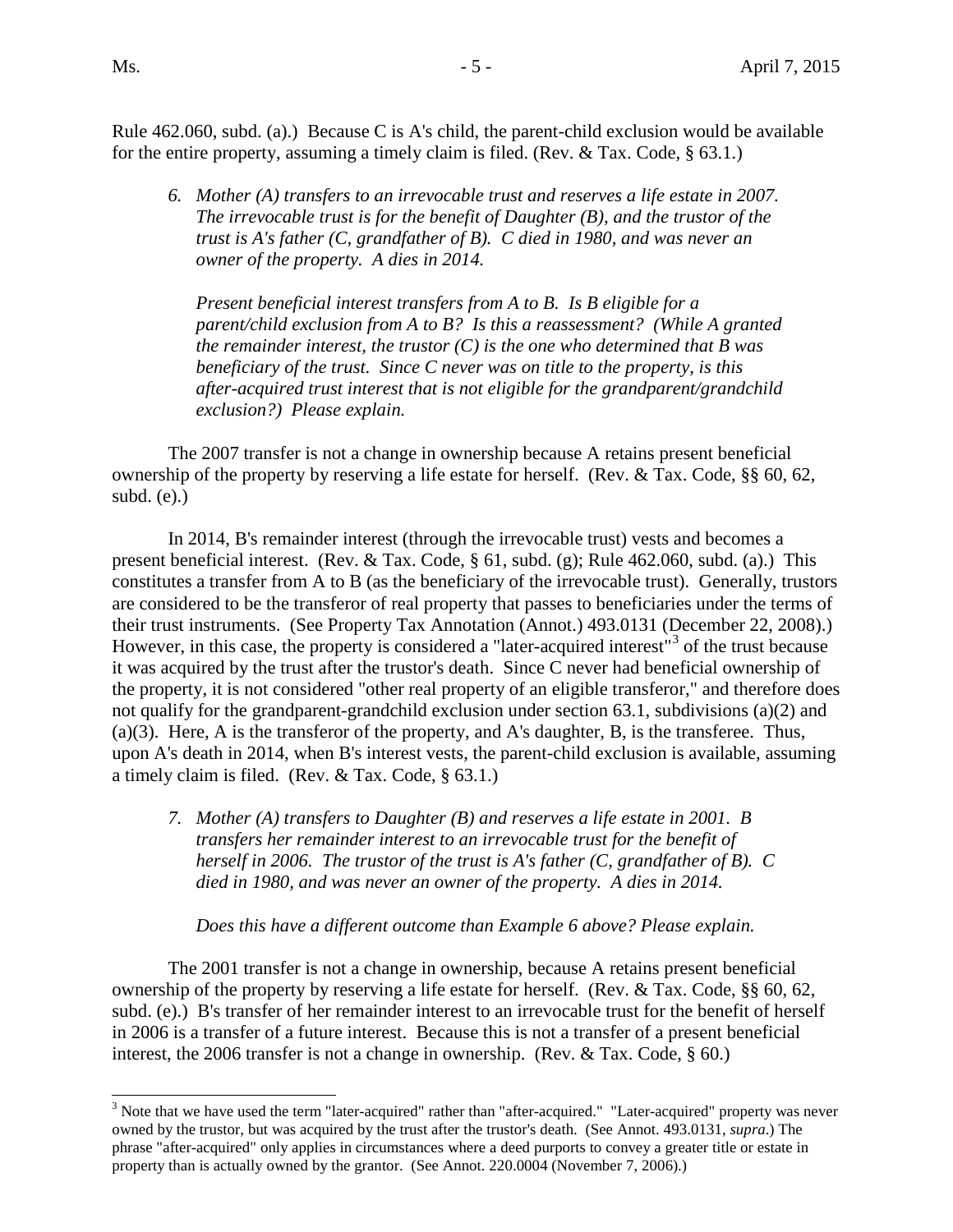Rule 462.060, subd. (a).) Because C is A's child, the parent-child exclusion would be available for the entire property, assuming a timely claim is filed. (Rev. & Tax. Code, § 63.1.)

> 6. *Mother (A) transfers to an irrevocable trust and reserves a life estate in 2007. The irrevocable trust is for the benefit of Daughter (B), and the trustor of the trust is A's father (C, grandfather of B). C died in 1980, and was never an owner of the property. A dies in 2014.*
>
> *Present beneficial interest transfers from A to B. Is B eligible for a parent/child exclusion from A to B? Is this a reassessment? (While A granted the remainder interest, the trustor (C) is the one who determined that B was beneficiary of the trust. Since C never was on title to the property, is this after-acquired trust interest that is not eligible for the grandparent/grandchild exclusion?) Please explain.*

The 2007 transfer is not a change in ownership because A retains present beneficial ownership of the property by reserving a life estate for herself. (Rev. & Tax. Code, §§ 60, 62, subd. (e).)

In 2014, B's remainder interest (through the irrevocable trust) vests and becomes a present beneficial interest. (Rev. & Tax. Code, § 61, subd. (g); Rule 462.060, subd. (a).) This constitutes a transfer from A to B (as the beneficiary of the irrevocable trust). Generally, trustors are considered to be the transferor of real property that passes to beneficiaries under the terms of their trust instruments. (See Property Tax Annotation (Annot.) 493.0131 (December 22, 2008).) However, in this case, the property is considered a "later-acquired interest"[3] of the trust because it was acquired by the trust after the trustor's death. Since C never had beneficial ownership of the property, it is not considered "other real property of an eligible transferor," and therefore does not qualify for the grandparent-grandchild exclusion under section 63.1, subdivisions (a)(2) and (a)(3). Here, A is the transferor of the property, and A's daughter, B, is the transferee. Thus, upon A's death in 2014, when B's interest vests, the parent-child exclusion is available, assuming a timely claim is filed. (Rev. & Tax. Code, § 63.1.)

> 7. *Mother (A) transfers to Daughter (B) and reserves a life estate in 2001. B transfers her remainder interest to an irrevocable trust for the benefit of herself in 2006. The trustor of the trust is A's father (C, grandfather of B). C died in 1980, and was never an owner of the property. A dies in 2014.*
>
> *Does this have a different outcome than Example 6 above? Please explain.*

The 2001 transfer is not a change in ownership, because A retains present beneficial ownership of the property by reserving a life estate for herself. (Rev. & Tax. Code, §§ 60, 62, subd. (e).) B's transfer of her remainder interest to an irrevocable trust for the benefit of herself in 2006 is a transfer of a future interest. Because this is not a transfer of a present beneficial interest, the 2006 transfer is not a change in ownership. (Rev. & Tax. Code, § 60.)

---

[3] Note that we have used the term "later-acquired" rather than "after-acquired." "Later-acquired" property was never owned by the trustor, but was acquired by the trust after the trustor's death. (See Annot. 493.0131, *supra*.) The phrase "after-acquired" only applies in circumstances where a deed purports to convey a greater title or estate in property than is actually owned by the grantor. (See Annot. 220.0004 (November 7, 2006).)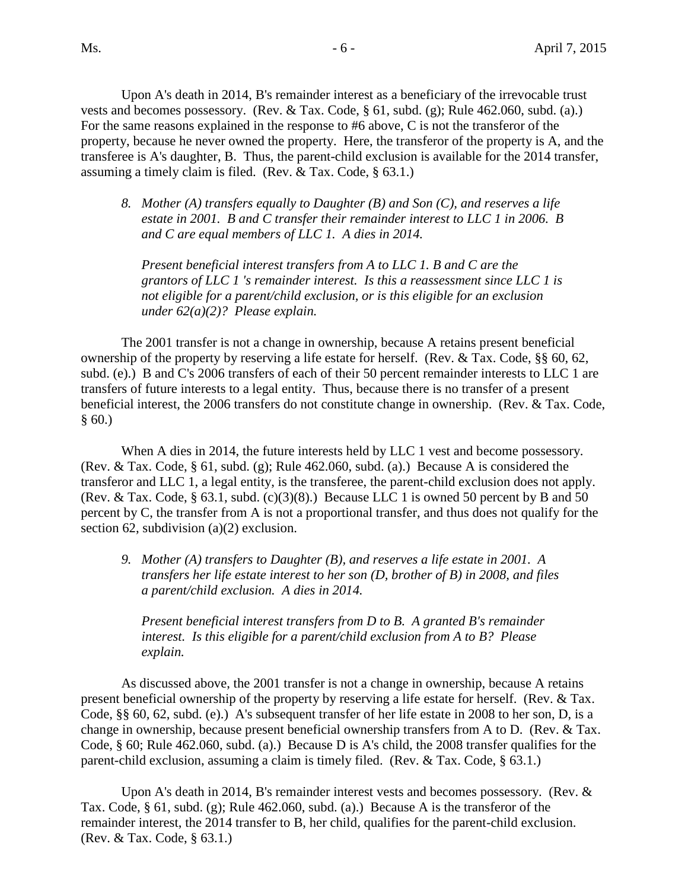Upon A's death in 2014, B's remainder interest as a beneficiary of the irrevocable trust vests and becomes possessory. (Rev. & Tax. Code, § 61, subd. (g); Rule 462.060, subd. (a).) For the same reasons explained in the response to #6 above, C is not the transferor of the property, because he never owned the property. Here, the transferor of the property is A, and the transferee is A's daughter, B. Thus, the parent-child exclusion is available for the 2014 transfer, assuming a timely claim is filed. (Rev. & Tax. Code, § 63.1.)

> 8. *Mother (A) transfers equally to Daughter (B) and Son (C), and reserves a life estate in 2001. B and C transfer their remainder interest to LLC 1 in 2006. B and C are equal members of LLC 1. A dies in 2014.*
>
> *Present beneficial interest transfers from A to LLC 1. B and C are the grantors of LLC 1 's remainder interest. Is this a reassessment since LLC 1 is not eligible for a parent/child exclusion, or is this eligible for an exclusion under 62(a)(2)? Please explain.*

The 2001 transfer is not a change in ownership, because A retains present beneficial ownership of the property by reserving a life estate for herself. (Rev. & Tax. Code, §§ 60, 62, subd. (e).) B and C's 2006 transfers of each of their 50 percent remainder interests to LLC 1 are transfers of future interests to a legal entity. Thus, because there is no transfer of a present beneficial interest, the 2006 transfers do not constitute change in ownership. (Rev. & Tax. Code, § 60.)

When A dies in 2014, the future interests held by LLC 1 vest and become possessory. (Rev. & Tax. Code, § 61, subd. (g); Rule 462.060, subd. (a).) Because A is considered the transferor and LLC 1, a legal entity, is the transferee, the parent-child exclusion does not apply. (Rev. & Tax. Code, § 63.1, subd. (c)(3)(8).) Because LLC 1 is owned 50 percent by B and 50 percent by C, the transfer from A is not a proportional transfer, and thus does not qualify for the section 62, subdivision (a)(2) exclusion.

> 9. *Mother (A) transfers to Daughter (B), and reserves a life estate in 2001. A transfers her life estate interest to her son (D, brother of B) in 2008, and files a parent/child exclusion. A dies in 2014.*
>
> *Present beneficial interest transfers from D to B. A granted B's remainder interest. Is this eligible for a parent/child exclusion from A to B? Please explain.*

As discussed above, the 2001 transfer is not a change in ownership, because A retains present beneficial ownership of the property by reserving a life estate for herself. (Rev. & Tax. Code, §§ 60, 62, subd. (e).) A's subsequent transfer of her life estate in 2008 to her son, D, is a change in ownership, because present beneficial ownership transfers from A to D. (Rev. & Tax. Code, § 60; Rule 462.060, subd. (a).) Because D is A's child, the 2008 transfer qualifies for the parent-child exclusion, assuming a claim is timely filed. (Rev. & Tax. Code, § 63.1.)

Upon A's death in 2014, B's remainder interest vests and becomes possessory. (Rev. & Tax. Code, § 61, subd. (g); Rule 462.060, subd. (a).) Because A is the transferor of the remainder interest, the 2014 transfer to B, her child, qualifies for the parent-child exclusion. (Rev. & Tax. Code, § 63.1.)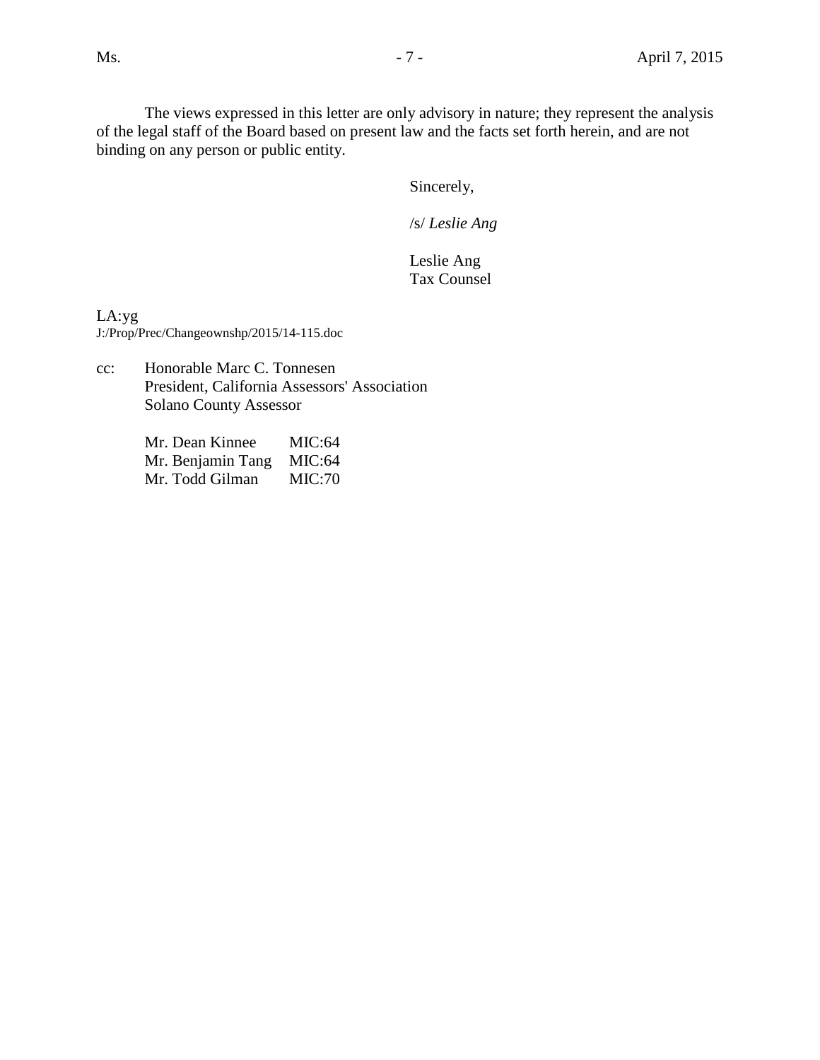The views expressed in this letter are only advisory in nature; they represent the analysis of the legal staff of the Board based on present law and the facts set forth herein, and are not binding on any person or public entity.

Sincerely,

/s/ *Leslie Ang*

Leslie Ang
Tax Counsel

LA:yg
J:/Prop/Prec/Changeownshp/2015/14-115.doc

cc: Honorable Marc C. Tonnesen
President, California Assessors' Association
Solano County Assessor

| | |
|---|---|
| Mr. Dean Kinnee | MIC:64 |
| Mr. Benjamin Tang | MIC:64 |
| Mr. Todd Gilman | MIC:70 |